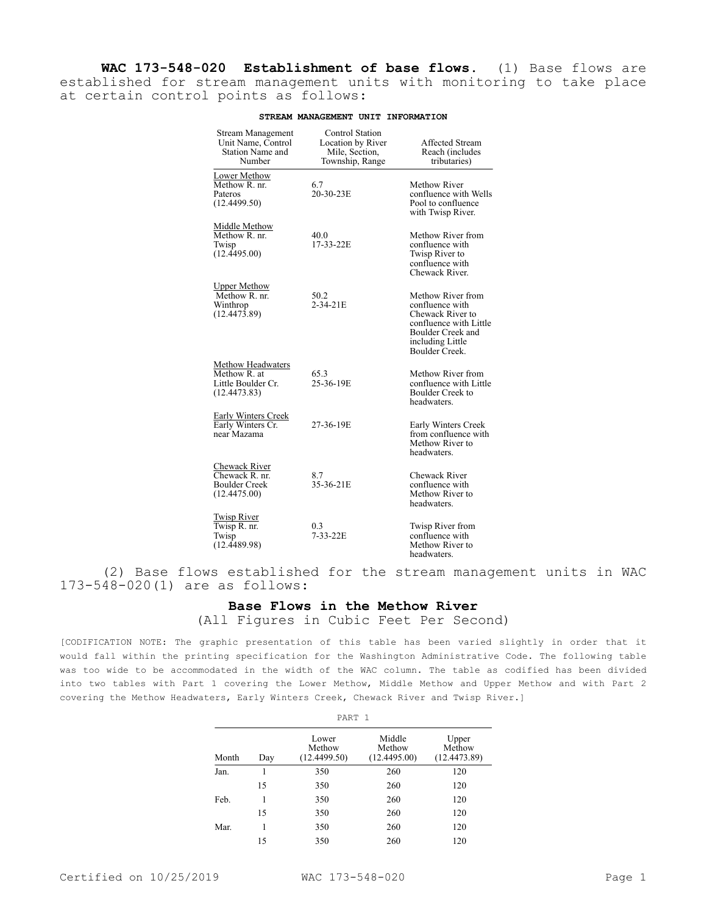**WAC 173-548-020 Establishment of base flows.** (1) Base flows are established for stream management units with monitoring to take place at certain control points as follows:

**STREAM MANAGEMENT UNIT INFORMATION**

| Stream Management Unit Name, Control Station Name and Number | Control Station Location by River Mile, Section, Township, Range | Affected Stream Reach (includes tributaries) |
|---|---|---|
| Lower Methow<br>Methow R. nr. Pateros (12.4499.50) | 6.7<br>20-30-23E | Methow River confluence with Wells Pool to confluence with Twisp River. |
| Middle Methow<br>Methow R. nr. Twisp (12.4495.00) | 40.0<br>17-33-22E | Methow River from confluence with Twisp River to confluence with Chewack River. |
| Upper Methow<br>Methow R. nr. Winthrop (12.4473.89) | 50.2<br>2-34-21E | Methow River from confluence with Chewack River to confluence with Little Boulder Creek and including Little Boulder Creek. |
| Methow Headwaters<br>Methow R. at Little Boulder Cr. (12.4473.83) | 65.3<br>25-36-19E | Methow River from confluence with Little Boulder Creek to headwaters. |
| Early Winters Creek<br>Early Winters Cr. near Mazama | 27-36-19E | Early Winters Creek from confluence with Methow River to headwaters. |
| Chewack River<br>Chewack R. nr. Boulder Creek (12.4475.00) | 8.7<br>35-36-21E | Chewack River confluence with Methow River to headwaters. |
| Twisp River<br>Twisp R. nr. Twisp (12.4489.98) | 0.3<br>7-33-22E | Twisp River from confluence with Methow River to headwaters. |

(2) Base flows established for the stream management units in WAC 173-548-020(1) are as follows:

**Base Flows in the Methow River**

(All Figures in Cubic Feet Per Second)

[CODIFICATION NOTE: The graphic presentation of this table has been varied slightly in order that it would fall within the printing specification for the Washington Administrative Code. The following table was too wide to be accommodated in the width of the WAC column. The table as codified has been divided into two tables with Part 1 covering the Lower Methow, Middle Methow and Upper Methow and with Part 2 covering the Methow Headwaters, Early Winters Creek, Chewack River and Twisp River.]

PART 1

| Month | Day | Lower Methow (12.4499.50) | Middle Methow (12.4495.00) | Upper Methow (12.4473.89) |
|---|---|---|---|---|
| Jan. | 1 | 350 | 260 | 120 |
| | 15 | 350 | 260 | 120 |
| Feb. | 1 | 350 | 260 | 120 |
| | 15 | 350 | 260 | 120 |
| Mar. | 1 | 350 | 260 | 120 |
| | 15 | 350 | 260 | 120 |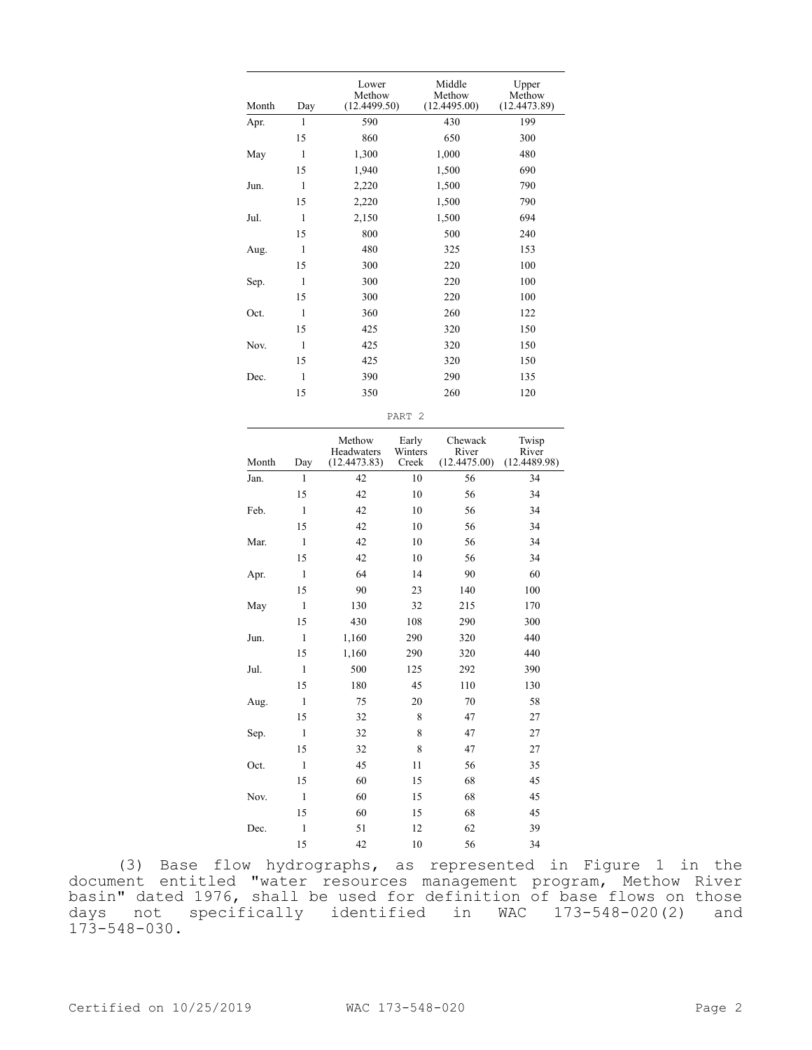| Month | Day | Lower Methow (12.4499.50) | Middle Methow (12.4495.00) | Upper Methow (12.4473.89) |
|---|---|---|---|---|
| Apr. | 1 | 590 | 430 | 199 |
| | 15 | 860 | 650 | 300 |
| May | 1 | 1,300 | 1,000 | 480 |
| | 15 | 1,940 | 1,500 | 690 |
| Jun. | 1 | 2,220 | 1,500 | 790 |
| | 15 | 2,220 | 1,500 | 790 |
| Jul. | 1 | 2,150 | 1,500 | 694 |
| | 15 | 800 | 500 | 240 |
| Aug. | 1 | 480 | 325 | 153 |
| | 15 | 300 | 220 | 100 |
| Sep. | 1 | 300 | 220 | 100 |
| | 15 | 300 | 220 | 100 |
| Oct. | 1 | 360 | 260 | 122 |
| | 15 | 425 | 320 | 150 |
| Nov. | 1 | 425 | 320 | 150 |
| | 15 | 425 | 320 | 150 |
| Dec. | 1 | 390 | 290 | 135 |
| | 15 | 350 | 260 | 120 |

PART 2

| Month | Day | Methow Headwaters (12.4473.83) | Early Winters Creek | Chewack River (12.4475.00) | Twisp River (12.4489.98) |
|---|---|---|---|---|---|
| Jan. | 1 | 42 | 10 | 56 | 34 |
| | 15 | 42 | 10 | 56 | 34 |
| Feb. | 1 | 42 | 10 | 56 | 34 |
| | 15 | 42 | 10 | 56 | 34 |
| Mar. | 1 | 42 | 10 | 56 | 34 |
| | 15 | 42 | 10 | 56 | 34 |
| Apr. | 1 | 64 | 14 | 90 | 60 |
| | 15 | 90 | 23 | 140 | 100 |
| May | 1 | 130 | 32 | 215 | 170 |
| | 15 | 430 | 108 | 290 | 300 |
| Jun. | 1 | 1,160 | 290 | 320 | 440 |
| | 15 | 1,160 | 290 | 320 | 440 |
| Jul. | 1 | 500 | 125 | 292 | 390 |
| | 15 | 180 | 45 | 110 | 130 |
| Aug. | 1 | 75 | 20 | 70 | 58 |
| | 15 | 32 | 8 | 47 | 27 |
| Sep. | 1 | 32 | 8 | 47 | 27 |
| | 15 | 32 | 8 | 47 | 27 |
| Oct. | 1 | 45 | 11 | 56 | 35 |
| | 15 | 60 | 15 | 68 | 45 |
| Nov. | 1 | 60 | 15 | 68 | 45 |
| | 15 | 60 | 15 | 68 | 45 |
| Dec. | 1 | 51 | 12 | 62 | 39 |
| | 15 | 42 | 10 | 56 | 34 |

(3) Base flow hydrographs, as represented in Figure 1 in the document entitled "water resources management program, Methow River basin" dated 1976, shall be used for definition of base flows on those days not specifically identified in WAC 173-548-020(2) and 173-548-030.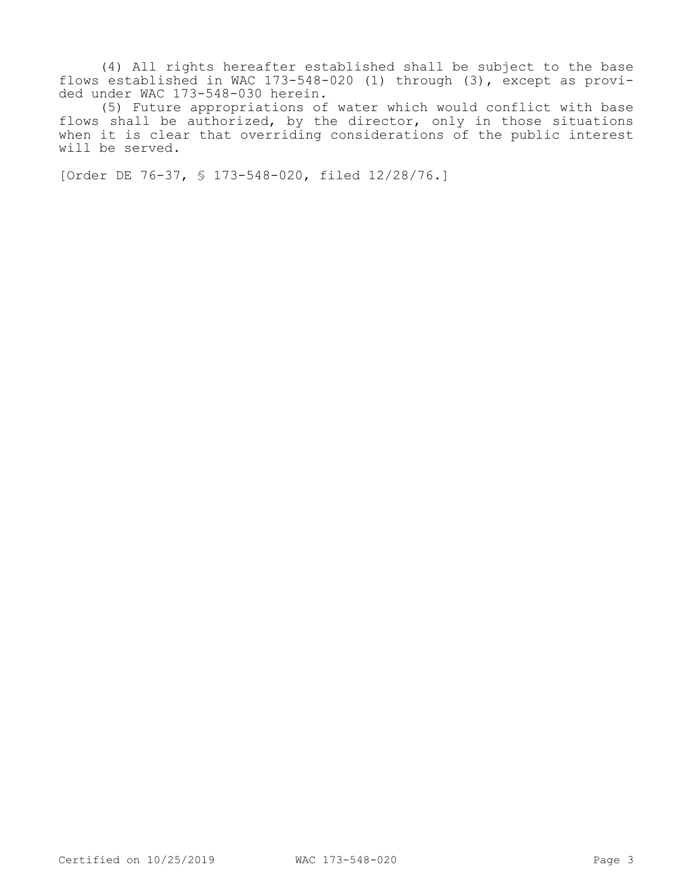(4) All rights hereafter established shall be subject to the base flows established in WAC 173-548-020 (1) through (3), except as provided under WAC 173-548-030 herein.

(5) Future appropriations of water which would conflict with base flows shall be authorized, by the director, only in those situations when it is clear that overriding considerations of the public interest will be served.

[Order DE 76-37, § 173-548-020, filed 12/28/76.]